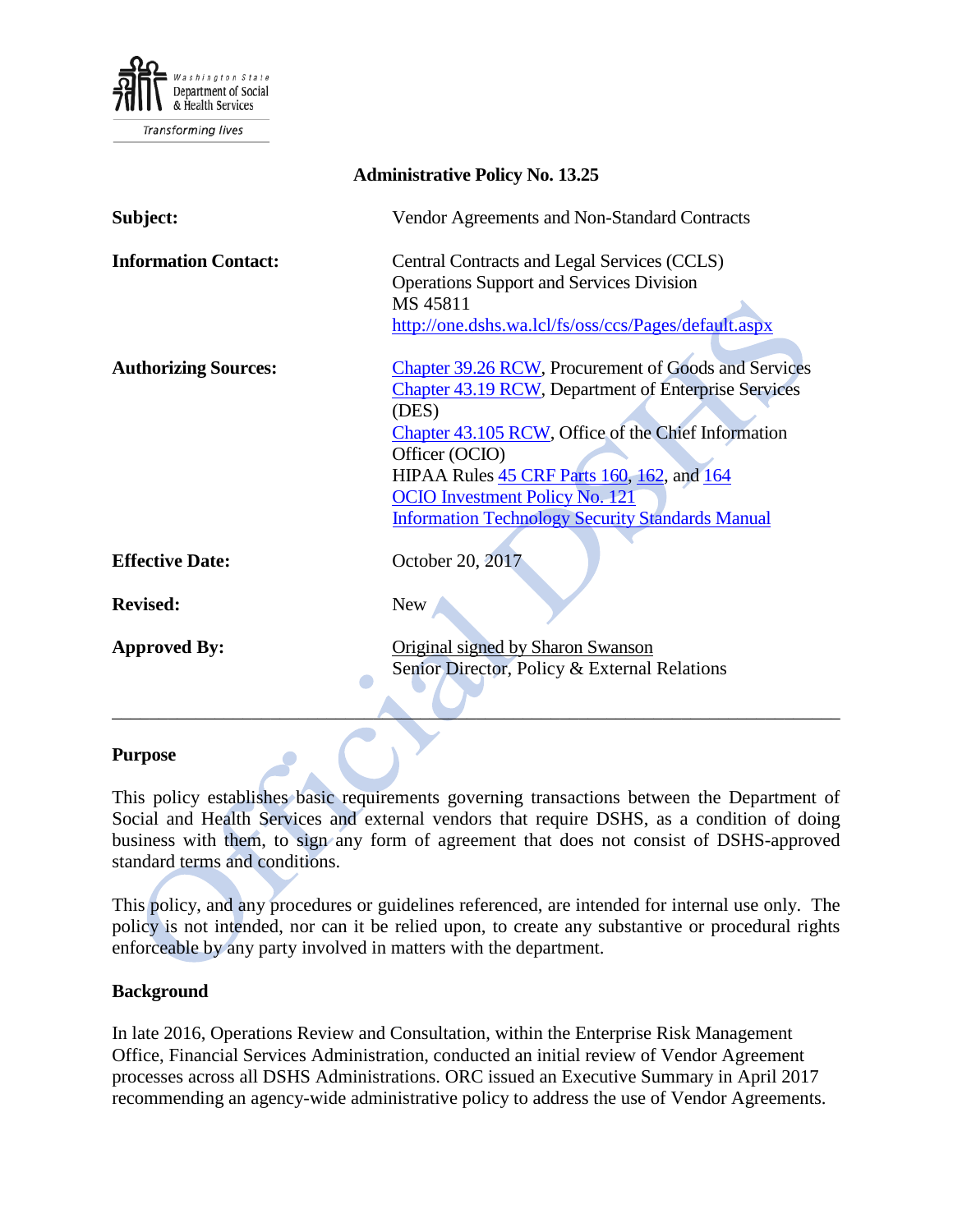**Administrative Policy No. 13.25**

| | |
|---|---|
| **Subject:** | Vendor Agreements and Non-Standard Contracts |
| **Information Contact:** | Central Contracts and Legal Services (CCLS)<br>Operations Support and Services Division<br>MS 45811<br>http://one.dshs.wa.lcl/fs/oss/ccs/Pages/default.aspx |
| **Authorizing Sources:** | Chapter 39.26 RCW, Procurement of Goods and Services<br>Chapter 43.19 RCW, Department of Enterprise Services (DES)<br>Chapter 43.105 RCW, Office of the Chief Information Officer (OCIO)<br>HIPAA Rules 45 CRF Parts 160, 162, and 164<br>OCIO Investment Policy No. 121<br>Information Technology Security Standards Manual |
| **Effective Date:** | October 20, 2017 |
| **Revised:** | New |
| **Approved By:** | Original signed by Sharon Swanson<br>Senior Director, Policy & External Relations |

---

## Purpose

This policy establishes basic requirements governing transactions between the Department of Social and Health Services and external vendors that require DSHS, as a condition of doing business with them, to sign any form of agreement that does not consist of DSHS-approved standard terms and conditions.

This policy, and any procedures or guidelines referenced, are intended for internal use only. The policy is not intended, nor can it be relied upon, to create any substantive or procedural rights enforceable by any party involved in matters with the department.

## Background

In late 2016, Operations Review and Consultation, within the Enterprise Risk Management Office, Financial Services Administration, conducted an initial review of Vendor Agreement processes across all DSHS Administrations. ORC issued an Executive Summary in April 2017 recommending an agency-wide administrative policy to address the use of Vendor Agreements.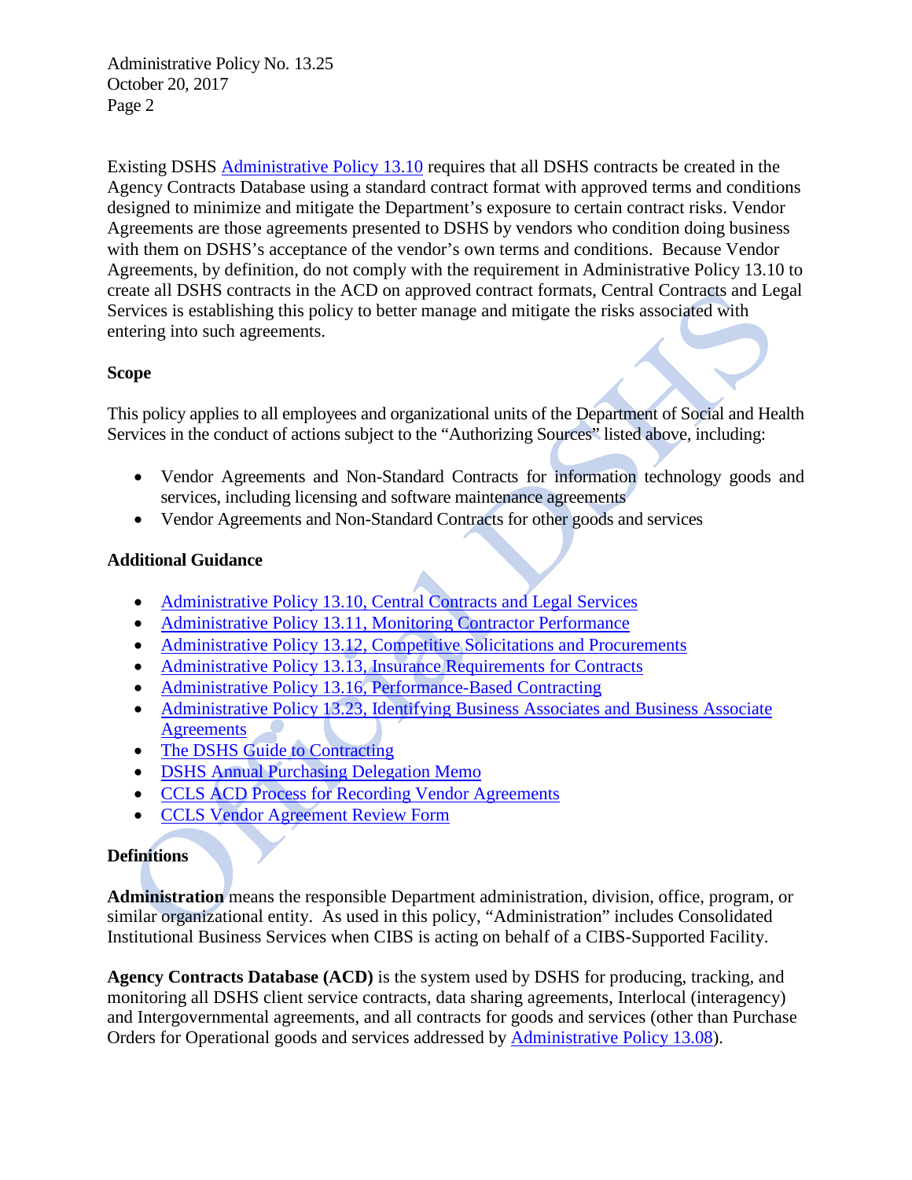Existing DSHS Administrative Policy 13.10 requires that all DSHS contracts be created in the Agency Contracts Database using a standard contract format with approved terms and conditions designed to minimize and mitigate the Department's exposure to certain contract risks. Vendor Agreements are those agreements presented to DSHS by vendors who condition doing business with them on DSHS's acceptance of the vendor's own terms and conditions. Because Vendor Agreements, by definition, do not comply with the requirement in Administrative Policy 13.10 to create all DSHS contracts in the ACD on approved contract formats, Central Contracts and Legal Services is establishing this policy to better manage and mitigate the risks associated with entering into such agreements.

### Scope

This policy applies to all employees and organizational units of the Department of Social and Health Services in the conduct of actions subject to the "Authorizing Sources" listed above, including:

- Vendor Agreements and Non-Standard Contracts for information technology goods and services, including licensing and software maintenance agreements
- Vendor Agreements and Non-Standard Contracts for other goods and services

### Additional Guidance

- Administrative Policy 13.10, Central Contracts and Legal Services
- Administrative Policy 13.11, Monitoring Contractor Performance
- Administrative Policy 13.12, Competitive Solicitations and Procurements
- Administrative Policy 13.13, Insurance Requirements for Contracts
- Administrative Policy 13.16, Performance-Based Contracting
- Administrative Policy 13.23, Identifying Business Associates and Business Associate Agreements
- The DSHS Guide to Contracting
- DSHS Annual Purchasing Delegation Memo
- CCLS ACD Process for Recording Vendor Agreements
- CCLS Vendor Agreement Review Form

### Definitions

**Administration** means the responsible Department administration, division, office, program, or similar organizational entity. As used in this policy, "Administration" includes Consolidated Institutional Business Services when CIBS is acting on behalf of a CIBS-Supported Facility.

**Agency Contracts Database (ACD)** is the system used by DSHS for producing, tracking, and monitoring all DSHS client service contracts, data sharing agreements, Interlocal (interagency) and Intergovernmental agreements, and all contracts for goods and services (other than Purchase Orders for Operational goods and services addressed by Administrative Policy 13.08).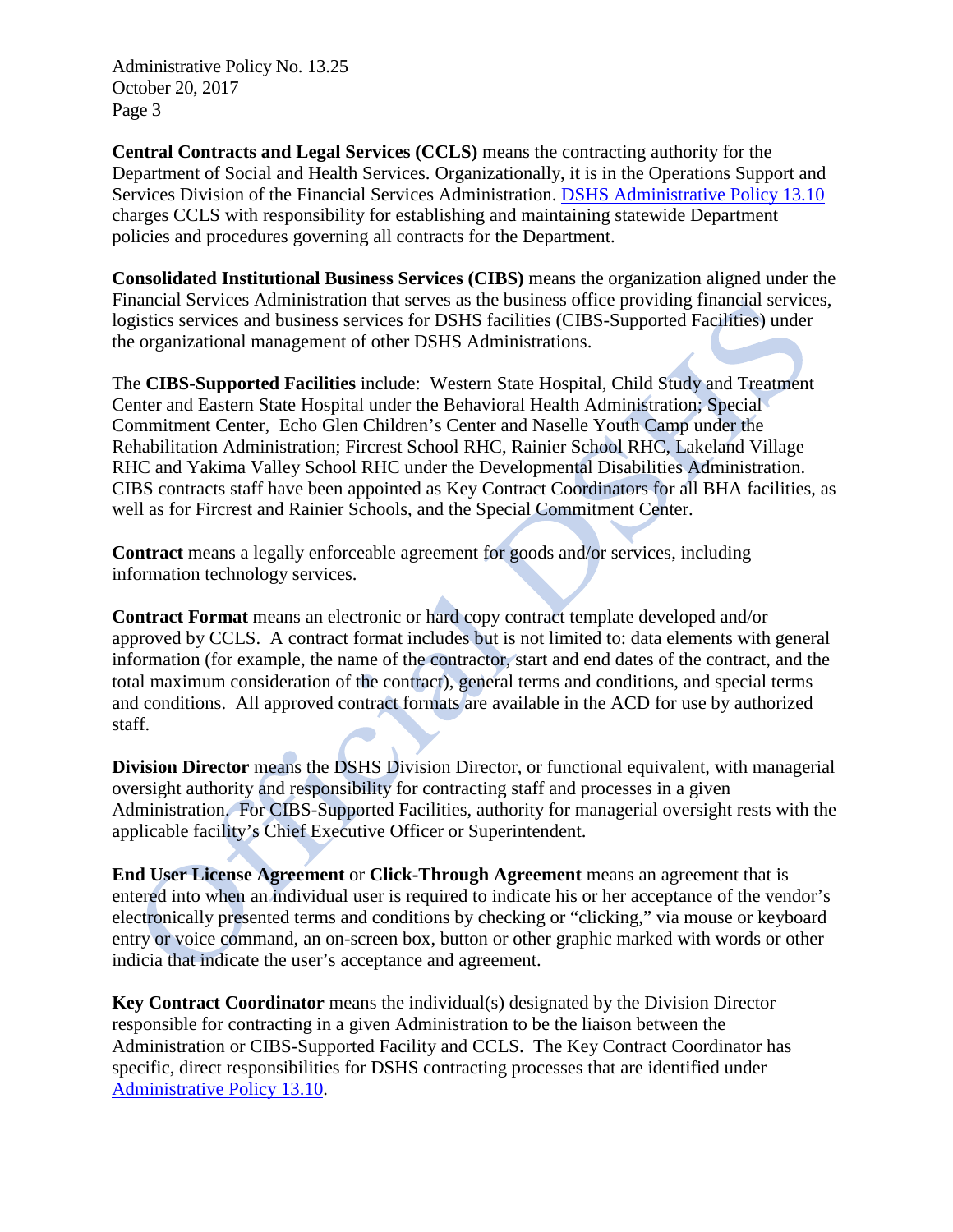**Central Contracts and Legal Services (CCLS)** means the contracting authority for the Department of Social and Health Services. Organizationally, it is in the Operations Support and Services Division of the Financial Services Administration. [DSHS Administrative Policy 13.10] charges CCLS with responsibility for establishing and maintaining statewide Department policies and procedures governing all contracts for the Department.

**Consolidated Institutional Business Services (CIBS)** means the organization aligned under the Financial Services Administration that serves as the business office providing financial services, logistics services and business services for DSHS facilities (CIBS-Supported Facilities) under the organizational management of other DSHS Administrations.

The **CIBS-Supported Facilities** include: Western State Hospital, Child Study and Treatment Center and Eastern State Hospital under the Behavioral Health Administration; Special Commitment Center, Echo Glen Children's Center and Naselle Youth Camp under the Rehabilitation Administration; Fircrest School RHC, Rainier School RHC, Lakeland Village RHC and Yakima Valley School RHC under the Developmental Disabilities Administration. CIBS contracts staff have been appointed as Key Contract Coordinators for all BHA facilities, as well as for Fircrest and Rainier Schools, and the Special Commitment Center.

**Contract** means a legally enforceable agreement for goods and/or services, including information technology services.

**Contract Format** means an electronic or hard copy contract template developed and/or approved by CCLS. A contract format includes but is not limited to: data elements with general information (for example, the name of the contractor, start and end dates of the contract, and the total maximum consideration of the contract), general terms and conditions, and special terms and conditions. All approved contract formats are available in the ACD for use by authorized staff.

**Division Director** means the DSHS Division Director, or functional equivalent, with managerial oversight authority and responsibility for contracting staff and processes in a given Administration. For CIBS-Supported Facilities, authority for managerial oversight rests with the applicable facility's Chief Executive Officer or Superintendent.

**End User License Agreement** or **Click-Through Agreement** means an agreement that is entered into when an individual user is required to indicate his or her acceptance of the vendor's electronically presented terms and conditions by checking or "clicking," via mouse or keyboard entry or voice command, an on-screen box, button or other graphic marked with words or other indicia that indicate the user's acceptance and agreement.

**Key Contract Coordinator** means the individual(s) designated by the Division Director responsible for contracting in a given Administration to be the liaison between the Administration or CIBS-Supported Facility and CCLS. The Key Contract Coordinator has specific, direct responsibilities for DSHS contracting processes that are identified under [Administrative Policy 13.10].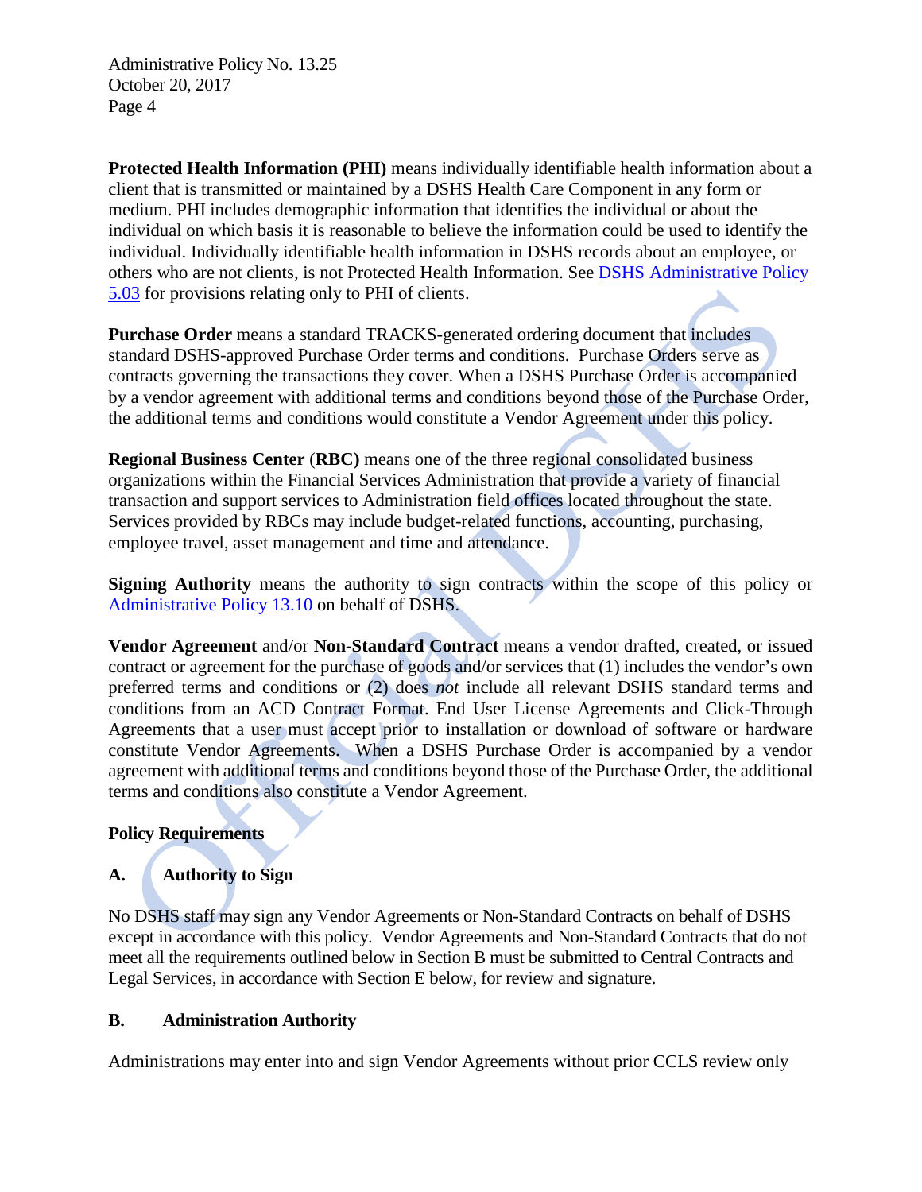**Protected Health Information (PHI)** means individually identifiable health information about a client that is transmitted or maintained by a DSHS Health Care Component in any form or medium. PHI includes demographic information that identifies the individual or about the individual on which basis it is reasonable to believe the information could be used to identify the individual. Individually identifiable health information in DSHS records about an employee, or others who are not clients, is not Protected Health Information. See DSHS Administrative Policy 5.03 for provisions relating only to PHI of clients.

**Purchase Order** means a standard TRACKS-generated ordering document that includes standard DSHS-approved Purchase Order terms and conditions. Purchase Orders serve as contracts governing the transactions they cover. When a DSHS Purchase Order is accompanied by a vendor agreement with additional terms and conditions beyond those of the Purchase Order, the additional terms and conditions would constitute a Vendor Agreement under this policy.

**Regional Business Center** (**RBC)** means one of the three regional consolidated business organizations within the Financial Services Administration that provide a variety of financial transaction and support services to Administration field offices located throughout the state. Services provided by RBCs may include budget-related functions, accounting, purchasing, employee travel, asset management and time and attendance.

**Signing Authority** means the authority to sign contracts within the scope of this policy or Administrative Policy 13.10 on behalf of DSHS.

**Vendor Agreement** and/or **Non-Standard Contract** means a vendor drafted, created, or issued contract or agreement for the purchase of goods and/or services that (1) includes the vendor's own preferred terms and conditions or (2) does *not* include all relevant DSHS standard terms and conditions from an ACD Contract Format. End User License Agreements and Click-Through Agreements that a user must accept prior to installation or download of software or hardware constitute Vendor Agreements. When a DSHS Purchase Order is accompanied by a vendor agreement with additional terms and conditions beyond those of the Purchase Order, the additional terms and conditions also constitute a Vendor Agreement.

## Policy Requirements

### A. Authority to Sign

No DSHS staff may sign any Vendor Agreements or Non-Standard Contracts on behalf of DSHS except in accordance with this policy. Vendor Agreements and Non-Standard Contracts that do not meet all the requirements outlined below in Section B must be submitted to Central Contracts and Legal Services, in accordance with Section E below, for review and signature.

### B. Administration Authority

Administrations may enter into and sign Vendor Agreements without prior CCLS review only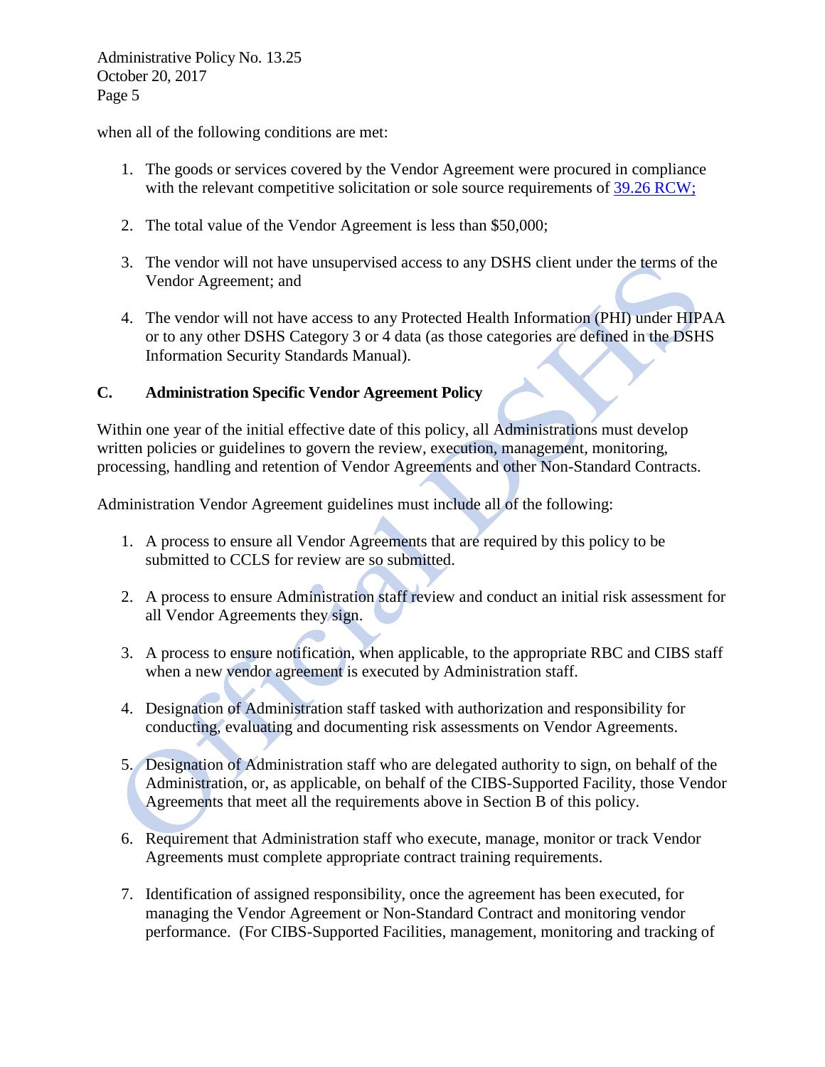when all of the following conditions are met:

1. The goods or services covered by the Vendor Agreement were procured in compliance with the relevant competitive solicitation or sole source requirements of [39.26 RCW;](39.26 RCW)

2. The total value of the Vendor Agreement is less than $50,000;

3. The vendor will not have unsupervised access to any DSHS client under the terms of the Vendor Agreement; and

4. The vendor will not have access to any Protected Health Information (PHI) under HIPAA or to any other DSHS Category 3 or 4 data (as those categories are defined in the DSHS Information Security Standards Manual).

## C. Administration Specific Vendor Agreement Policy

Within one year of the initial effective date of this policy, all Administrations must develop written policies or guidelines to govern the review, execution, management, monitoring, processing, handling and retention of Vendor Agreements and other Non-Standard Contracts.

Administration Vendor Agreement guidelines must include all of the following:

1. A process to ensure all Vendor Agreements that are required by this policy to be submitted to CCLS for review are so submitted.

2. A process to ensure Administration staff review and conduct an initial risk assessment for all Vendor Agreements they sign.

3. A process to ensure notification, when applicable, to the appropriate RBC and CIBS staff when a new vendor agreement is executed by Administration staff.

4. Designation of Administration staff tasked with authorization and responsibility for conducting, evaluating and documenting risk assessments on Vendor Agreements.

5. Designation of Administration staff who are delegated authority to sign, on behalf of the Administration, or, as applicable, on behalf of the CIBS-Supported Facility, those Vendor Agreements that meet all the requirements above in Section B of this policy.

6. Requirement that Administration staff who execute, manage, monitor or track Vendor Agreements must complete appropriate contract training requirements.

7. Identification of assigned responsibility, once the agreement has been executed, for managing the Vendor Agreement or Non-Standard Contract and monitoring vendor performance. (For CIBS-Supported Facilities, management, monitoring and tracking of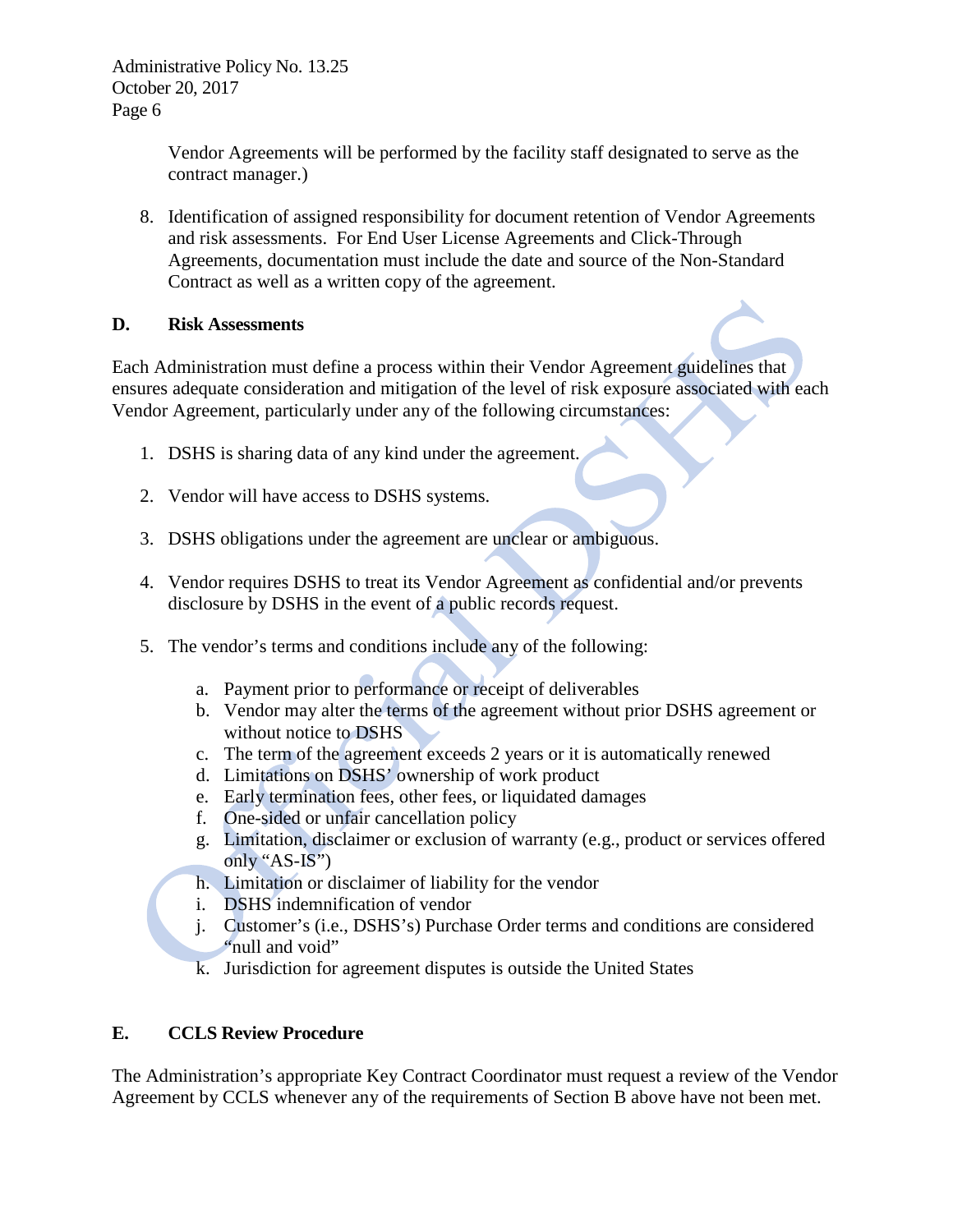Vendor Agreements will be performed by the facility staff designated to serve as the contract manager.)

8. Identification of assigned responsibility for document retention of Vendor Agreements and risk assessments. For End User License Agreements and Click-Through Agreements, documentation must include the date and source of the Non-Standard Contract as well as a written copy of the agreement.

## D. Risk Assessments

Each Administration must define a process within their Vendor Agreement guidelines that ensures adequate consideration and mitigation of the level of risk exposure associated with each Vendor Agreement, particularly under any of the following circumstances:

1. DSHS is sharing data of any kind under the agreement.

2. Vendor will have access to DSHS systems.

3. DSHS obligations under the agreement are unclear or ambiguous.

4. Vendor requires DSHS to treat its Vendor Agreement as confidential and/or prevents disclosure by DSHS in the event of a public records request.

5. The vendor's terms and conditions include any of the following:

   a. Payment prior to performance or receipt of deliverables
   b. Vendor may alter the terms of the agreement without prior DSHS agreement or without notice to DSHS
   c. The term of the agreement exceeds 2 years or it is automatically renewed
   d. Limitations on DSHS' ownership of work product
   e. Early termination fees, other fees, or liquidated damages
   f. One-sided or unfair cancellation policy
   g. Limitation, disclaimer or exclusion of warranty (e.g., product or services offered only "AS-IS")
   h. Limitation or disclaimer of liability for the vendor
   i. DSHS indemnification of vendor
   j. Customer's (i.e., DSHS's) Purchase Order terms and conditions are considered "null and void"
   k. Jurisdiction for agreement disputes is outside the United States

## E. CCLS Review Procedure

The Administration's appropriate Key Contract Coordinator must request a review of the Vendor Agreement by CCLS whenever any of the requirements of Section B above have not been met.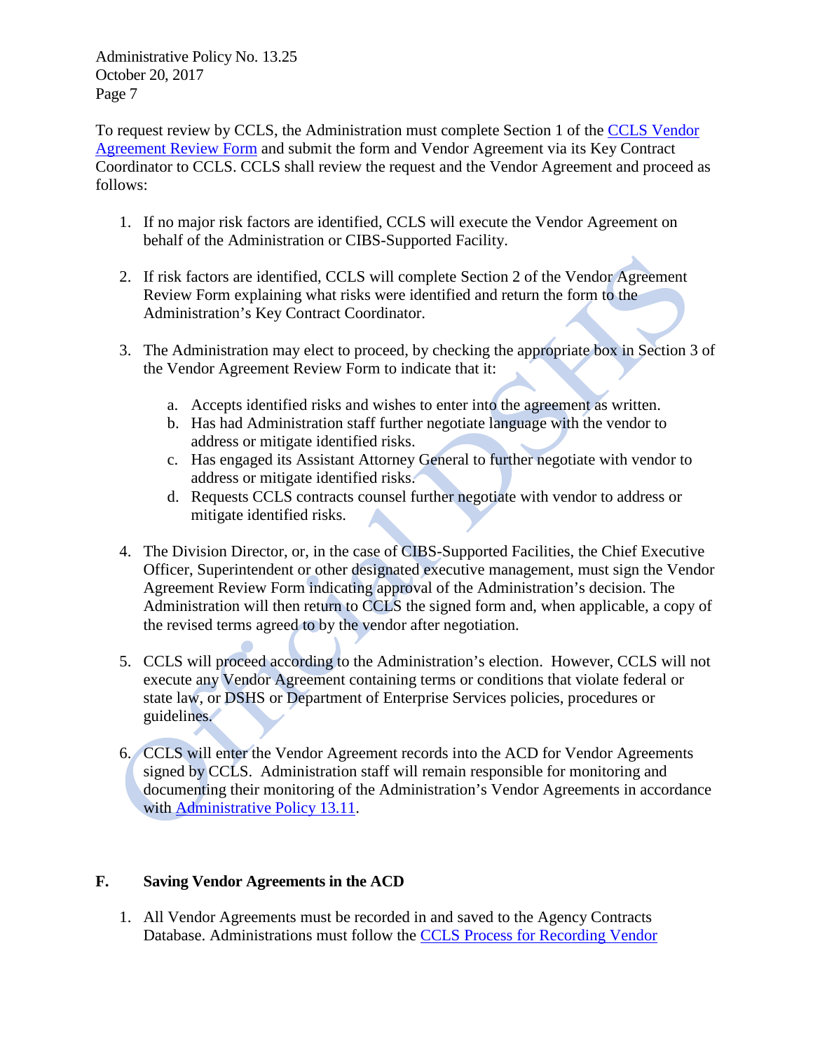To request review by CCLS, the Administration must complete Section 1 of the [CCLS Vendor Agreement Review Form]() and submit the form and Vendor Agreement via its Key Contract Coordinator to CCLS. CCLS shall review the request and the Vendor Agreement and proceed as follows:

1. If no major risk factors are identified, CCLS will execute the Vendor Agreement on behalf of the Administration or CIBS-Supported Facility.

2. If risk factors are identified, CCLS will complete Section 2 of the Vendor Agreement Review Form explaining what risks were identified and return the form to the Administration's Key Contract Coordinator.

3. The Administration may elect to proceed, by checking the appropriate box in Section 3 of the Vendor Agreement Review Form to indicate that it:

   a. Accepts identified risks and wishes to enter into the agreement as written.
   b. Has had Administration staff further negotiate language with the vendor to address or mitigate identified risks.
   c. Has engaged its Assistant Attorney General to further negotiate with vendor to address or mitigate identified risks.
   d. Requests CCLS contracts counsel further negotiate with vendor to address or mitigate identified risks.

4. The Division Director, or, in the case of CIBS-Supported Facilities, the Chief Executive Officer, Superintendent or other designated executive management, must sign the Vendor Agreement Review Form indicating approval of the Administration's decision. The Administration will then return to CCLS the signed form and, when applicable, a copy of the revised terms agreed to by the vendor after negotiation.

5. CCLS will proceed according to the Administration's election. However, CCLS will not execute any Vendor Agreement containing terms or conditions that violate federal or state law, or DSHS or Department of Enterprise Services policies, procedures or guidelines.

6. CCLS will enter the Vendor Agreement records into the ACD for Vendor Agreements signed by CCLS. Administration staff will remain responsible for monitoring and documenting their monitoring of the Administration's Vendor Agreements in accordance with [Administrative Policy 13.11]().

## F. Saving Vendor Agreements in the ACD

1. All Vendor Agreements must be recorded in and saved to the Agency Contracts Database. Administrations must follow the [CCLS Process for Recording Vendor]()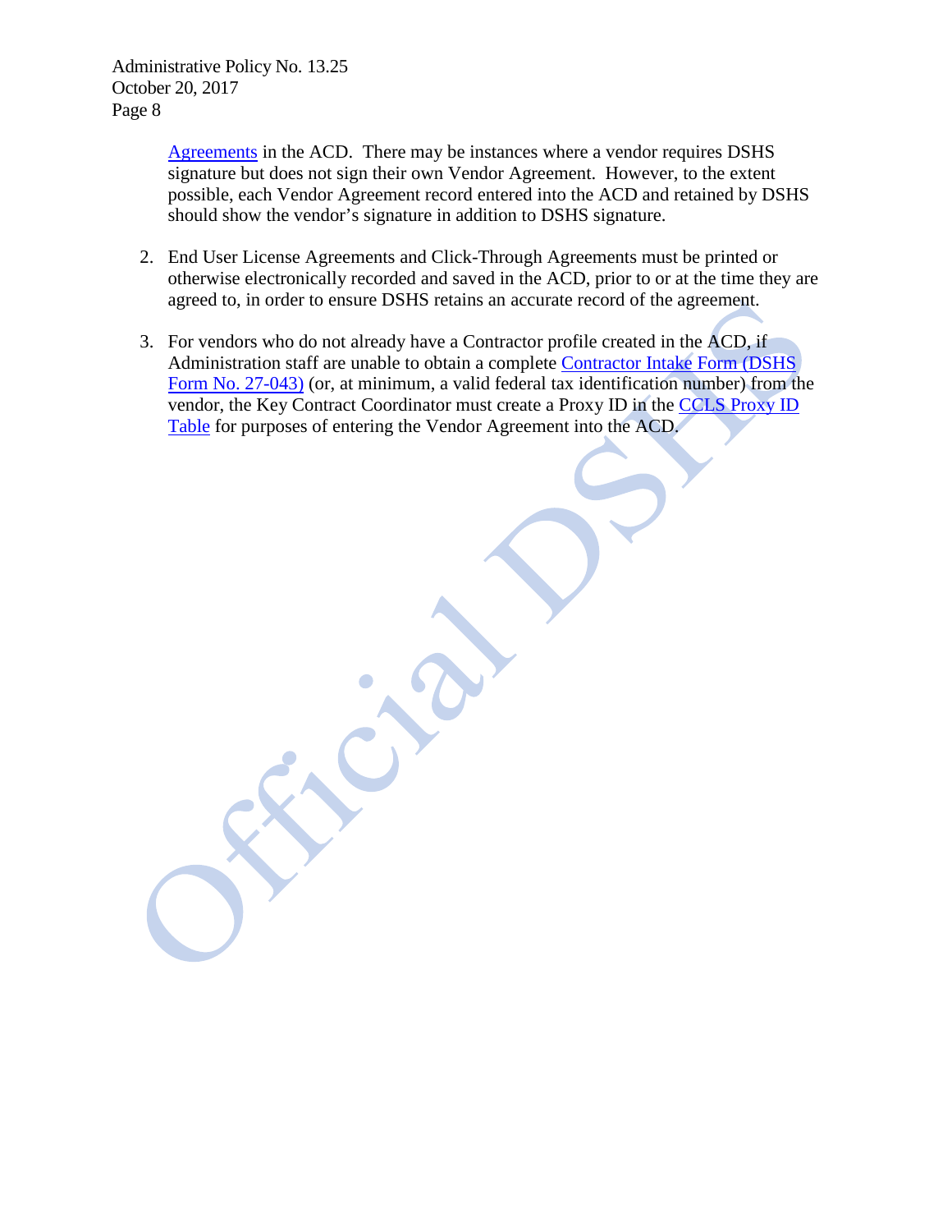Agreements in the ACD. There may be instances where a vendor requires DSHS signature but does not sign their own Vendor Agreement. However, to the extent possible, each Vendor Agreement record entered into the ACD and retained by DSHS should show the vendor's signature in addition to DSHS signature.

2. End User License Agreements and Click-Through Agreements must be printed or otherwise electronically recorded and saved in the ACD, prior to or at the time they are agreed to, in order to ensure DSHS retains an accurate record of the agreement.

3. For vendors who do not already have a Contractor profile created in the ACD, if Administration staff are unable to obtain a complete Contractor Intake Form (DSHS Form No. 27-043) (or, at minimum, a valid federal tax identification number) from the vendor, the Key Contract Coordinator must create a Proxy ID in the CCLS Proxy ID Table for purposes of entering the Vendor Agreement into the ACD.